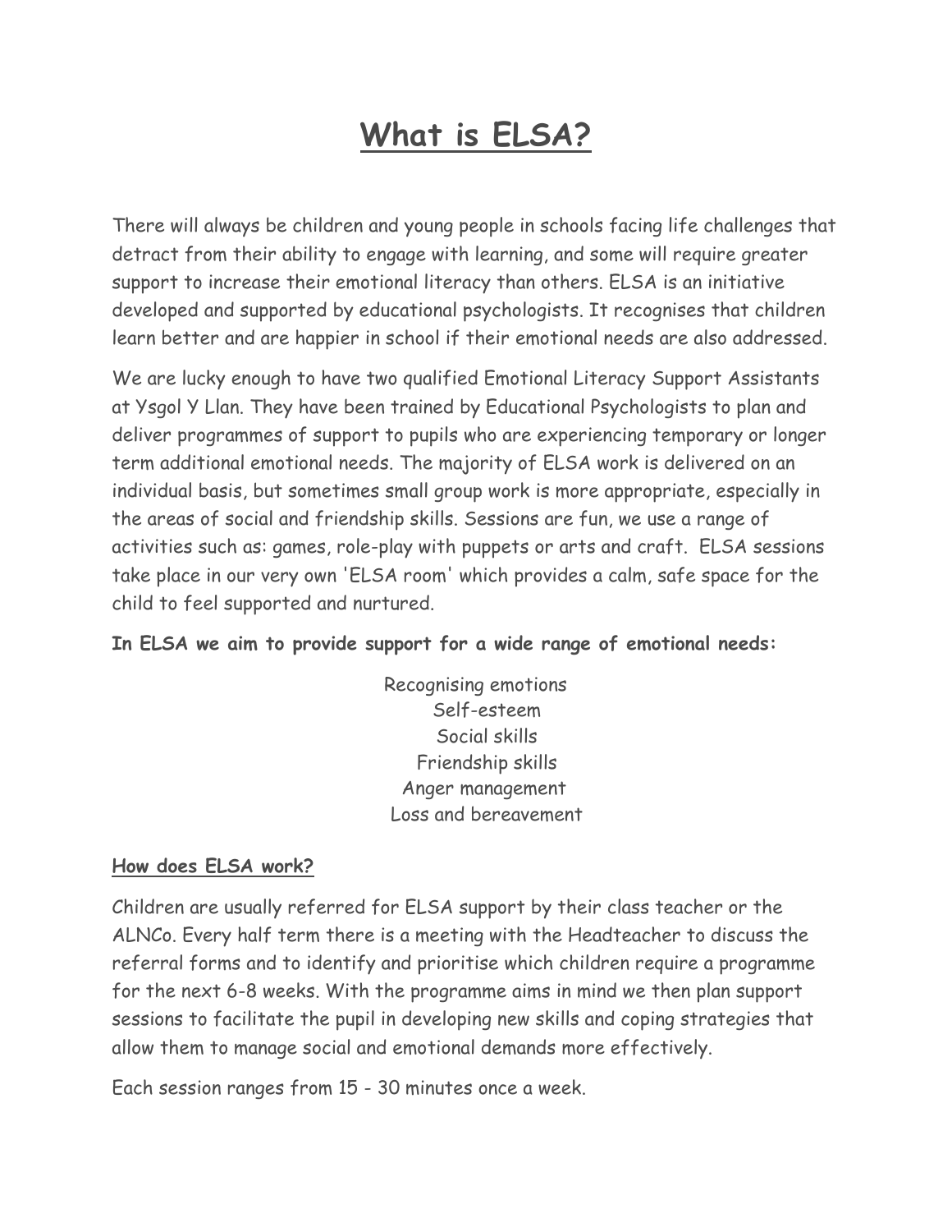# What is ELSA?

There will always be children and young people in schools facing life challenges that detract from their ability to engage with learning, and some will require greater support to increase their emotional literacy than others. ELSA is an initiative developed and supported by educational psychologists. It recognises that children learn better and are happier in school if their emotional needs are also addressed.

We are lucky enough to have two qualified Emotional Literacy Support Assistants at Ysgol Y Llan. They have been trained by Educational Psychologists to plan and deliver programmes of support to pupils who are experiencing temporary or longer term additional emotional needs. The majority of ELSA work is delivered on an individual basis, but sometimes small group work is more appropriate, especially in the areas of social and friendship skills. Sessions are fun, we use a range of activities such as: games, role-play with puppets or arts and craft. ELSA sessions take place in our very own 'ELSA room' which provides a calm, safe space for the child to feel supported and nurtured.

**In ELSA we aim to provide support for a wide range of emotional needs:**

Recognising emotions
Self-esteem
Social skills
Friendship skills
Anger management
Loss and bereavement

## How does ELSA work?

Children are usually referred for ELSA support by their class teacher or the ALNCo. Every half term there is a meeting with the Headteacher to discuss the referral forms and to identify and prioritise which children require a programme for the next 6-8 weeks. With the programme aims in mind we then plan support sessions to facilitate the pupil in developing new skills and coping strategies that allow them to manage social and emotional demands more effectively.

Each session ranges from 15 - 30 minutes once a week.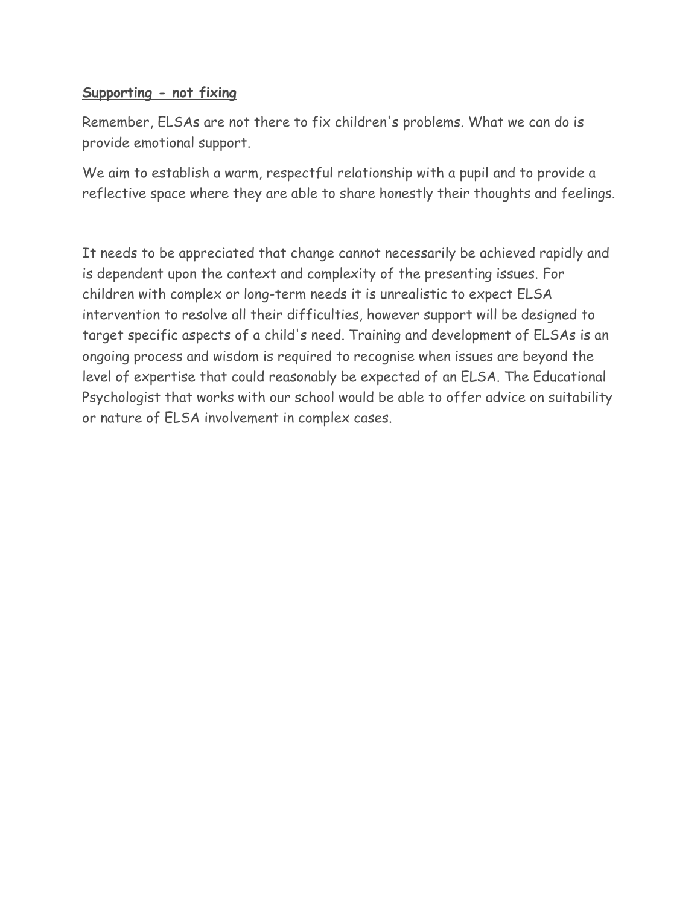**Supporting - not fixing**

Remember, ELSAs are not there to fix children's problems. What we can do is provide emotional support.

We aim to establish a warm, respectful relationship with a pupil and to provide a reflective space where they are able to share honestly their thoughts and feelings.

It needs to be appreciated that change cannot necessarily be achieved rapidly and is dependent upon the context and complexity of the presenting issues. For children with complex or long-term needs it is unrealistic to expect ELSA intervention to resolve all their difficulties, however support will be designed to target specific aspects of a child's need. Training and development of ELSAs is an ongoing process and wisdom is required to recognise when issues are beyond the level of expertise that could reasonably be expected of an ELSA. The Educational Psychologist that works with our school would be able to offer advice on suitability or nature of ELSA involvement in complex cases.